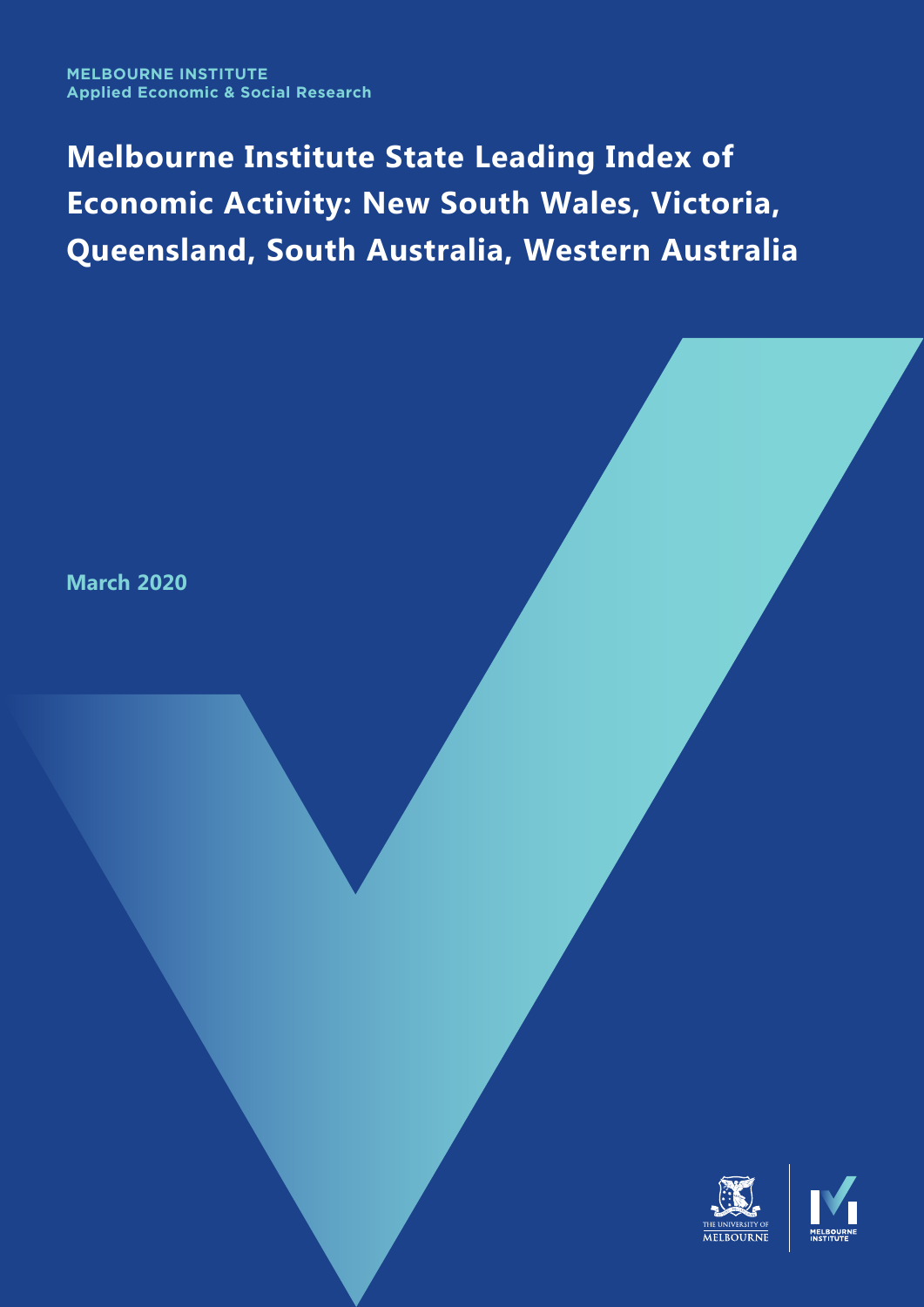MELBOURNE INSTITUTE
Applied Economic & Social Research

# Melbourne Institute State Leading Index of Economic Activity: New South Wales, Victoria, Queensland, South Australia, Western Australia

**March 2020**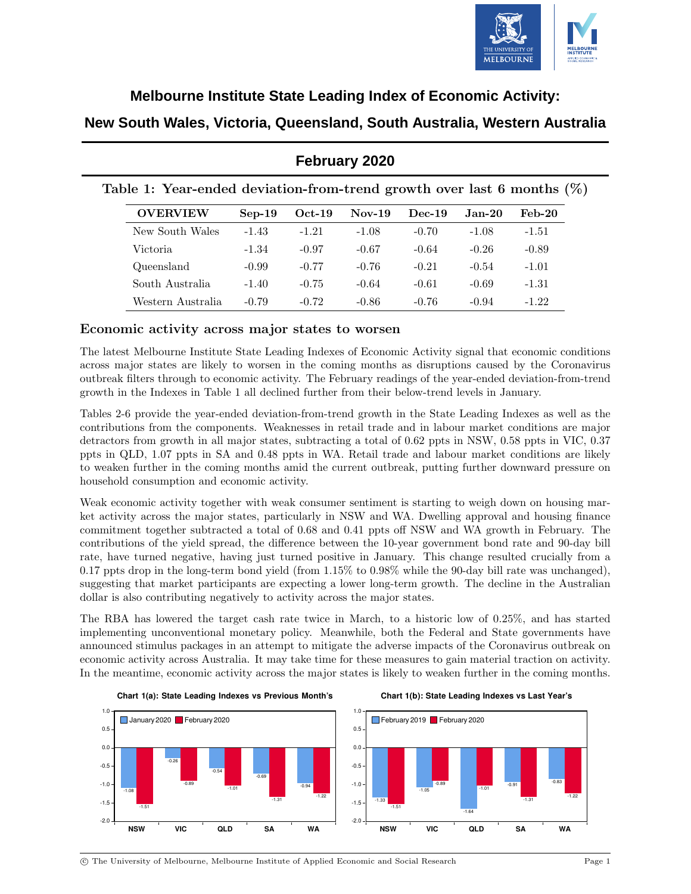# Melbourne Institute State Leading Index of Economic Activity:

## New South Wales, Victoria, Queensland, South Australia, Western Australia

## February 2020

**Table 1: Year-ended deviation-from-trend growth over last 6 months (%)**

| OVERVIEW | Sep-19 | Oct-19 | Nov-19 | Dec-19 | Jan-20 | Feb-20 |
|---|---|---|---|---|---|---|
| New South Wales | -1.43 | -1.21 | -1.08 | -0.70 | -1.08 | -1.51 |
| Victoria | -1.34 | -0.97 | -0.67 | -0.64 | -0.26 | -0.89 |
| Queensland | -0.99 | -0.77 | -0.76 | -0.21 | -0.54 | -1.01 |
| South Australia | -1.40 | -0.75 | -0.64 | -0.61 | -0.69 | -1.31 |
| Western Australia | -0.79 | -0.72 | -0.86 | -0.76 | -0.94 | -1.22 |

### Economic activity across major states to worsen

The latest Melbourne Institute State Leading Indexes of Economic Activity signal that economic conditions across major states are likely to worsen in the coming months as disruptions caused by the Coronavirus outbreak filters through to economic activity. The February readings of the year-ended deviation-from-trend growth in the Indexes in Table 1 all declined further from their below-trend levels in January.

Tables 2-6 provide the year-ended deviation-from-trend growth in the State Leading Indexes as well as the contributions from the components. Weaknesses in retail trade and in labour market conditions are major detractors from growth in all major states, subtracting a total of 0.62 ppts in NSW, 0.58 ppts in VIC, 0.37 ppts in QLD, 1.07 ppts in SA and 0.48 ppts in WA. Retail trade and labour market conditions are likely to weaken further in the coming months amid the current outbreak, putting further downward pressure on household consumption and economic activity.

Weak economic activity together with weak consumer sentiment is starting to weigh down on housing market activity across the major states, particularly in NSW and WA. Dwelling approval and housing finance commitment together subtracted a total of 0.68 and 0.41 ppts off NSW and WA growth in February. The contributions of the yield spread, the difference between the 10-year government bond rate and 90-day bill rate, have turned negative, having just turned positive in January. This change resulted crucially from a 0.17 ppts drop in the long-term bond yield (from 1.15% to 0.98% while the 90-day bill rate was unchanged), suggesting that market participants are expecting a lower long-term growth. The decline in the Australian dollar is also contributing negatively to activity across the major states.

The RBA has lowered the target cash rate twice in March, to a historic low of 0.25%, and has started implementing unconventional monetary policy. Meanwhile, both the Federal and State governments have announced stimulus packages in an attempt to mitigate the adverse impacts of the Coronavirus outbreak on economic activity across Australia. It may take time for these measures to gain material traction on activity. In the meantime, economic activity across the major states is likely to weaken further in the coming months.

**Chart 1(a): State Leading Indexes vs Previous Month's**

| | NSW | VIC | QLD | SA | WA |
|---|---|---|---|---|---|
| January 2020 | -1.08 | -0.26 | -0.54 | -0.69 | -0.94 |
| February 2020 | -1.51 | -0.89 | -1.01 | -1.31 | -1.22 |

**Chart 1(b): State Leading Indexes vs Last Year's**

| | NSW | VIC | QLD | SA | WA |
|---|---|---|---|---|---|
| February 2019 | -1.33 | -1.05 | -1.64 | -0.91 | -0.83 |
| February 2020 | -1.51 | -0.89 | -1.01 | -1.31 | -1.22 |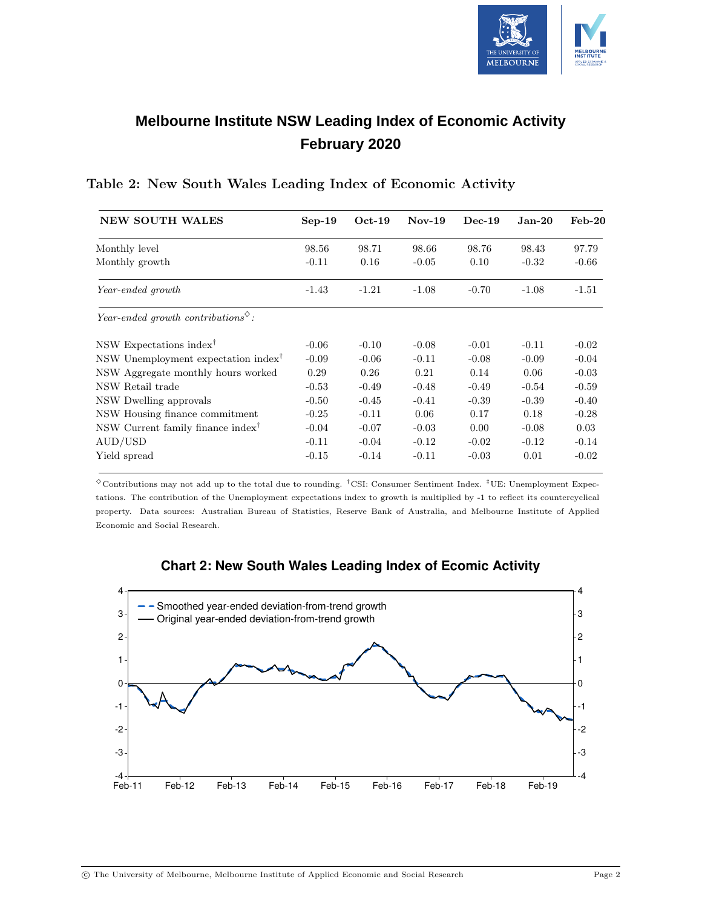# Melbourne Institute NSW Leading Index of Economic Activity February 2020

## Table 2: New South Wales Leading Index of Economic Activity

| NEW SOUTH WALES | Sep-19 | Oct-19 | Nov-19 | Dec-19 | Jan-20 | Feb-20 |
|---|---|---|---|---|---|---|
| Monthly level | 98.56 | 98.71 | 98.66 | 98.76 | 98.43 | 97.79 |
| Monthly growth | -0.11 | 0.16 | -0.05 | 0.10 | -0.32 | -0.66 |
| *Year-ended growth* | -1.43 | -1.21 | -1.08 | -0.70 | -1.08 | -1.51 |
| *Year-ended growth contributions*[◇]*:* | | | | | | |
| NSW Expectations index[†] | -0.06 | -0.10 | -0.08 | -0.01 | -0.11 | -0.02 |
| NSW Unemployment expectation index[†] | -0.09 | -0.06 | -0.11 | -0.08 | -0.09 | -0.04 |
| NSW Aggregate monthly hours worked | 0.29 | 0.26 | 0.21 | 0.14 | 0.06 | -0.03 |
| NSW Retail trade | -0.53 | -0.49 | -0.48 | -0.49 | -0.54 | -0.59 |
| NSW Dwelling approvals | -0.50 | -0.45 | -0.41 | -0.39 | -0.39 | -0.40 |
| NSW Housing finance commitment | -0.25 | -0.11 | 0.06 | 0.17 | 0.18 | -0.28 |
| NSW Current family finance index[†] | -0.04 | -0.07 | -0.03 | 0.00 | -0.08 | 0.03 |
| AUD/USD | -0.11 | -0.04 | -0.12 | -0.02 | -0.12 | -0.14 |
| Yield spread | -0.15 | -0.14 | -0.11 | -0.03 | 0.01 | -0.02 |

[◇]Contributions may not add up to the total due to rounding. [†]CSI: Consumer Sentiment Index. [‡]UE: Unemployment Expectations. The contribution of the Unemployment expectations index to growth is multiplied by -1 to reflect its countercyclical property. Data sources: Australian Bureau of Statistics, Reserve Bank of Australia, and Melbourne Institute of Applied Economic and Social Research.

**Chart 2: New South Wales Leading Index of Ecomic Activity**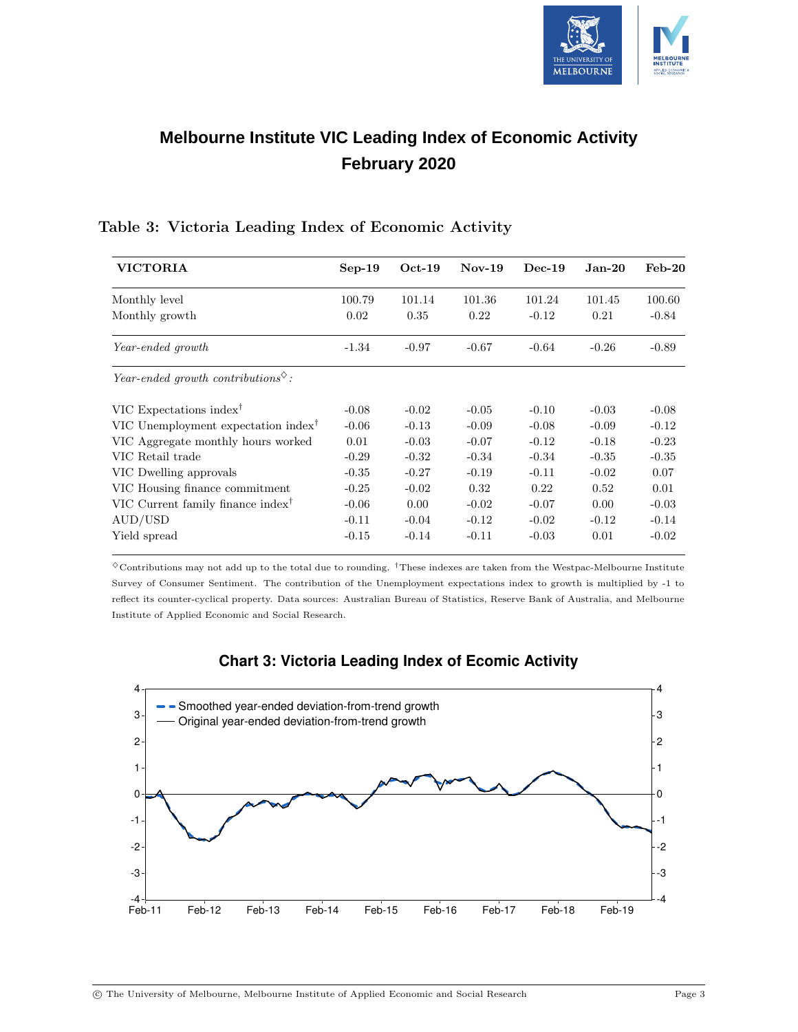# Melbourne Institute VIC Leading Index of Economic Activity
# February 2020

## Table 3: Victoria Leading Index of Economic Activity

| VICTORIA | Sep-19 | Oct-19 | Nov-19 | Dec-19 | Jan-20 | Feb-20 |
|---|---|---|---|---|---|---|
| Monthly level | 100.79 | 101.14 | 101.36 | 101.24 | 101.45 | 100.60 |
| Monthly growth | 0.02 | 0.35 | 0.22 | -0.12 | 0.21 | -0.84 |
| *Year-ended growth* | -1.34 | -0.97 | -0.67 | -0.64 | -0.26 | -0.89 |
| *Year-ended growth contributions*$^{\diamond}$*:* | | | | | | |
| VIC Expectations index$^{\dagger}$ | -0.08 | -0.02 | -0.05 | -0.10 | -0.03 | -0.08 |
| VIC Unemployment expectation index$^{\dagger}$ | -0.06 | -0.13 | -0.09 | -0.08 | -0.09 | -0.12 |
| VIC Aggregate monthly hours worked | 0.01 | -0.03 | -0.07 | -0.12 | -0.18 | -0.23 |
| VIC Retail trade | -0.29 | -0.32 | -0.34 | -0.34 | -0.35 | -0.35 |
| VIC Dwelling approvals | -0.35 | -0.27 | -0.19 | -0.11 | -0.02 | 0.07 |
| VIC Housing finance commitment | -0.25 | -0.02 | 0.32 | 0.22 | 0.52 | 0.01 |
| VIC Current family finance index$^{\dagger}$ | -0.06 | 0.00 | -0.02 | -0.07 | 0.00 | -0.03 |
| AUD/USD | -0.11 | -0.04 | -0.12 | -0.02 | -0.12 | -0.14 |
| Yield spread | -0.15 | -0.14 | -0.11 | -0.03 | 0.01 | -0.02 |

$^{\diamond}$Contributions may not add up to the total due to rounding. $^{\dagger}$These indexes are taken from the Westpac-Melbourne Institute Survey of Consumer Sentiment. The contribution of the Unemployment expectations index to growth is multiplied by -1 to reflect its counter-cyclical property. Data sources: Australian Bureau of Statistics, Reserve Bank of Australia, and Melbourne Institute of Applied Economic and Social Research.

**Chart 3: Victoria Leading Index of Ecomic Activity**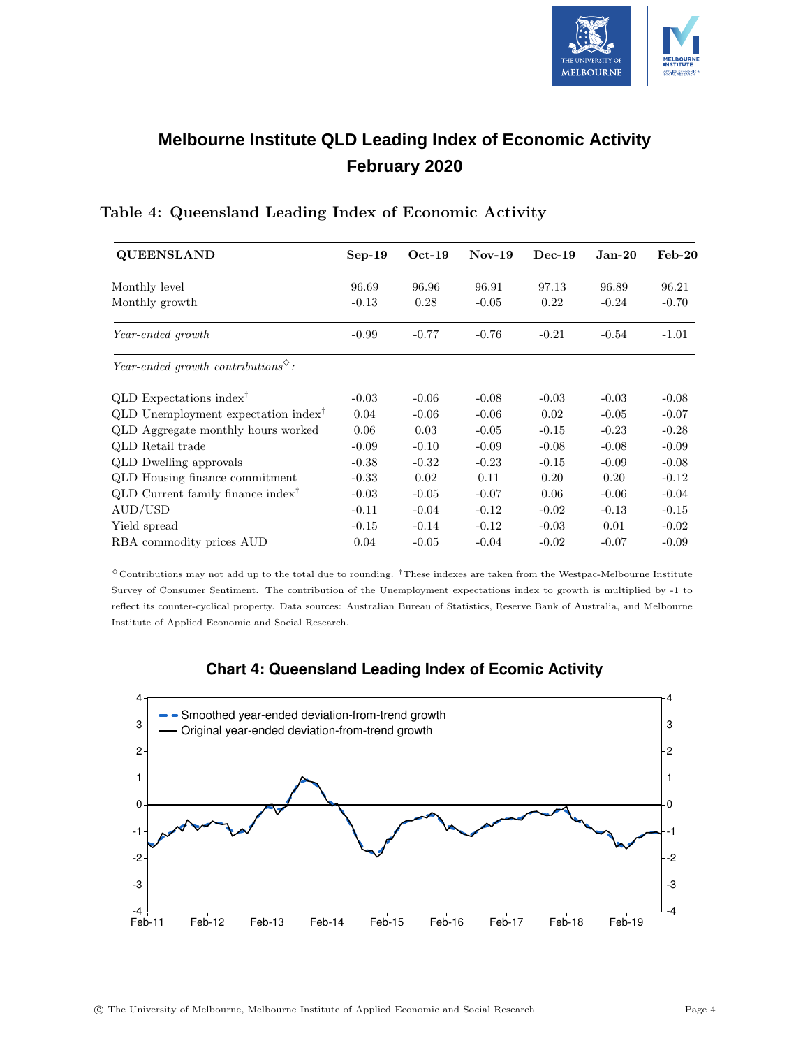# Melbourne Institute QLD Leading Index of Economic Activity
# February 2020

## Table 4: Queensland Leading Index of Economic Activity

| QUEENSLAND | Sep-19 | Oct-19 | Nov-19 | Dec-19 | Jan-20 | Feb-20 |
|---|---|---|---|---|---|---|
| Monthly level | 96.69 | 96.96 | 96.91 | 97.13 | 96.89 | 96.21 |
| Monthly growth | -0.13 | 0.28 | -0.05 | 0.22 | -0.24 | -0.70 |
| *Year-ended growth* | -0.99 | -0.77 | -0.76 | -0.21 | -0.54 | -1.01 |
| *Year-ended growth contributions*[◇]*:* | | | | | | |
| QLD Expectations index[†] | -0.03 | -0.06 | -0.08 | -0.03 | -0.03 | -0.08 |
| QLD Unemployment expectation index[†] | 0.04 | -0.06 | -0.06 | 0.02 | -0.05 | -0.07 |
| QLD Aggregate monthly hours worked | 0.06 | 0.03 | -0.05 | -0.15 | -0.23 | -0.28 |
| QLD Retail trade | -0.09 | -0.10 | -0.09 | -0.08 | -0.08 | -0.09 |
| QLD Dwelling approvals | -0.38 | -0.32 | -0.23 | -0.15 | -0.09 | -0.08 |
| QLD Housing finance commitment | -0.33 | 0.02 | 0.11 | 0.20 | 0.20 | -0.12 |
| QLD Current family finance index[†] | -0.03 | -0.05 | -0.07 | 0.06 | -0.06 | -0.04 |
| AUD/USD | -0.11 | -0.04 | -0.12 | -0.02 | -0.13 | -0.15 |
| Yield spread | -0.15 | -0.14 | -0.12 | -0.03 | 0.01 | -0.02 |
| RBA commodity prices AUD | 0.04 | -0.05 | -0.04 | -0.02 | -0.07 | -0.09 |

[◇]Contributions may not add up to the total due to rounding. [†]These indexes are taken from the Westpac-Melbourne Institute Survey of Consumer Sentiment. The contribution of the Unemployment expectations index to growth is multiplied by -1 to reflect its counter-cyclical property. Data sources: Australian Bureau of Statistics, Reserve Bank of Australia, and Melbourne Institute of Applied Economic and Social Research.

**Chart 4: Queensland Leading Index of Ecomic Activity**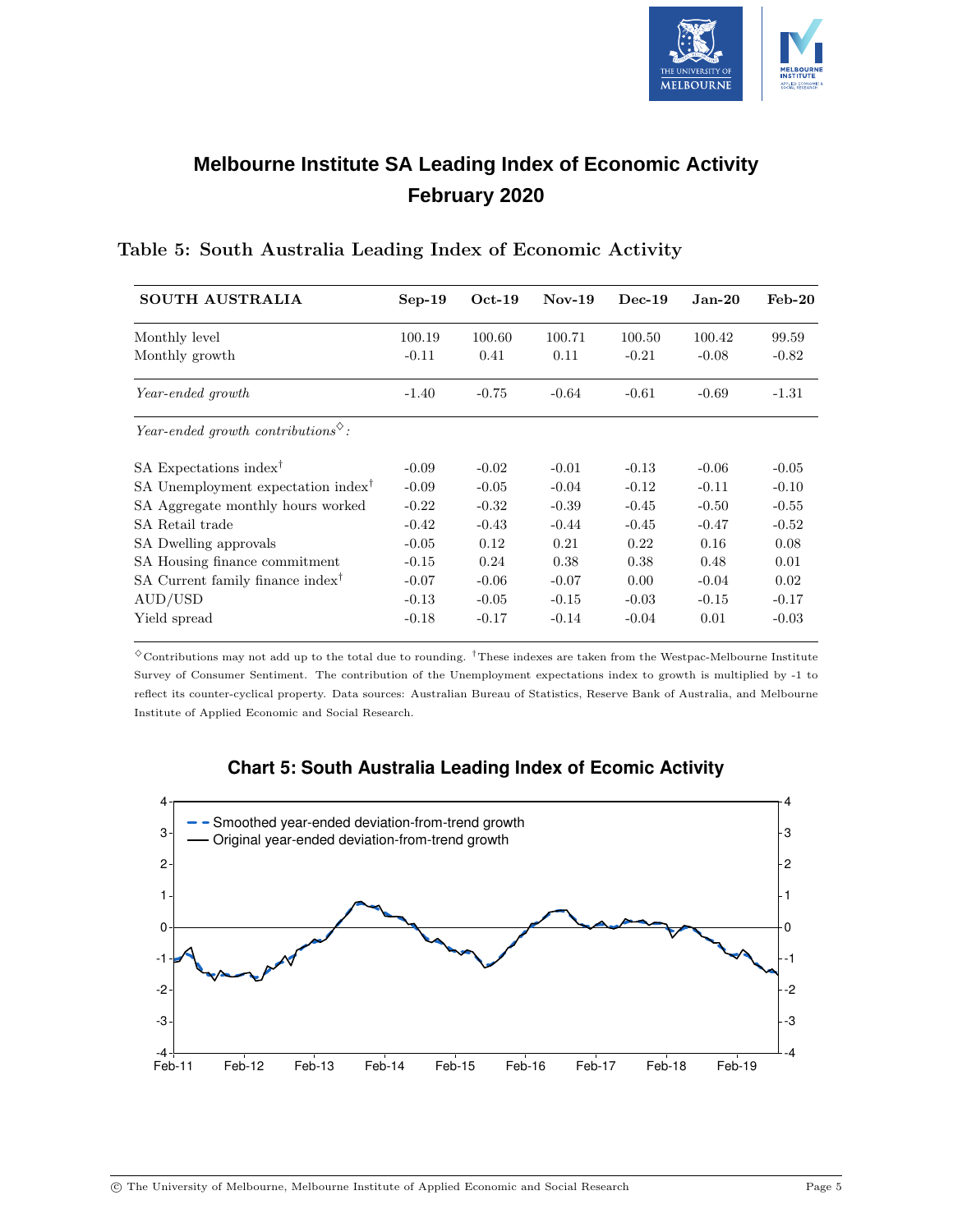# Melbourne Institute SA Leading Index of Economic Activity February 2020

## Table 5: South Australia Leading Index of Economic Activity

| SOUTH AUSTRALIA | Sep-19 | Oct-19 | Nov-19 | Dec-19 | Jan-20 | Feb-20 |
|---|---|---|---|---|---|---|
| Monthly level | 100.19 | 100.60 | 100.71 | 100.50 | 100.42 | 99.59 |
| Monthly growth | -0.11 | 0.41 | 0.11 | -0.21 | -0.08 | -0.82 |
| *Year-ended growth* | -1.40 | -0.75 | -0.64 | -0.61 | -0.69 | -1.31 |
| *Year-ended growth contributions*◇*:* | | | | | | |
| SA Expectations index† | -0.09 | -0.02 | -0.01 | -0.13 | -0.06 | -0.05 |
| SA Unemployment expectation index† | -0.09 | -0.05 | -0.04 | -0.12 | -0.11 | -0.10 |
| SA Aggregate monthly hours worked | -0.22 | -0.32 | -0.39 | -0.45 | -0.50 | -0.55 |
| SA Retail trade | -0.42 | -0.43 | -0.44 | -0.45 | -0.47 | -0.52 |
| SA Dwelling approvals | -0.05 | 0.12 | 0.21 | 0.22 | 0.16 | 0.08 |
| SA Housing finance commitment | -0.15 | 0.24 | 0.38 | 0.38 | 0.48 | 0.01 |
| SA Current family finance index† | -0.07 | -0.06 | -0.07 | 0.00 | -0.04 | 0.02 |
| AUD/USD | -0.13 | -0.05 | -0.15 | -0.03 | -0.15 | -0.17 |
| Yield spread | -0.18 | -0.17 | -0.14 | -0.04 | 0.01 | -0.03 |

◇Contributions may not add up to the total due to rounding. †These indexes are taken from the Westpac-Melbourne Institute Survey of Consumer Sentiment. The contribution of the Unemployment expectations index to growth is multiplied by -1 to reflect its counter-cyclical property. Data sources: Australian Bureau of Statistics, Reserve Bank of Australia, and Melbourne Institute of Applied Economic and Social Research.

**Chart 5: South Australia Leading Index of Ecomic Activity**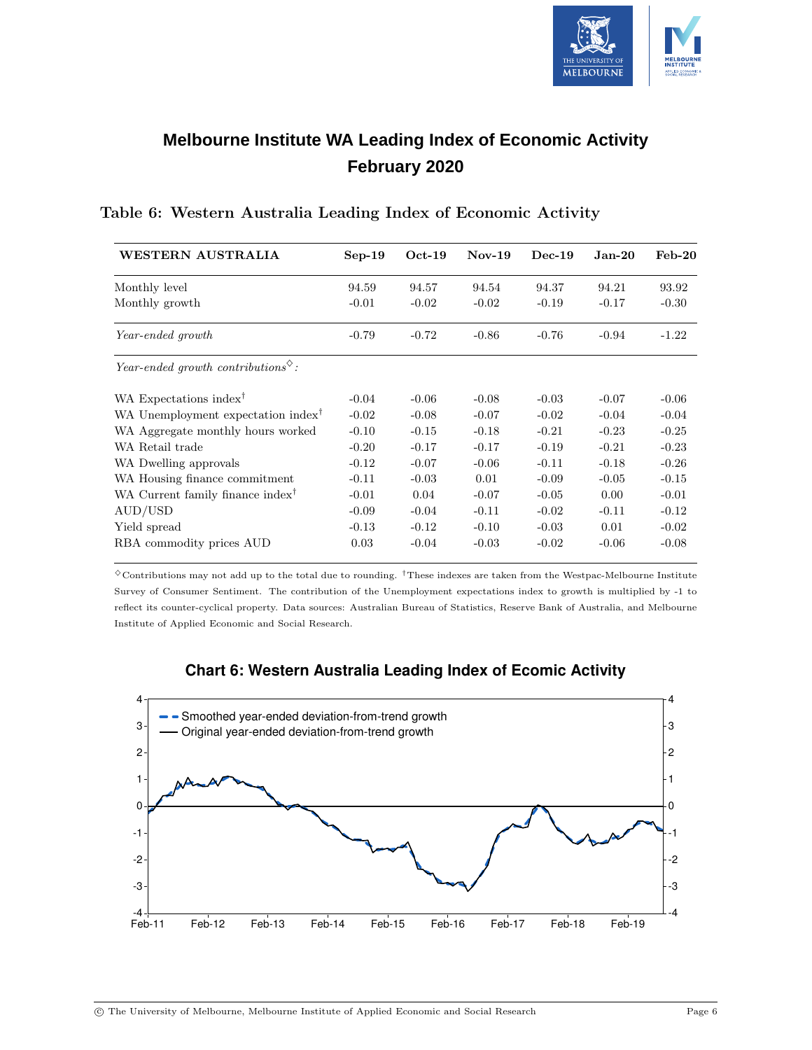# Melbourne Institute WA Leading Index of Economic Activity
# February 2020

## Table 6: Western Australia Leading Index of Economic Activity

| WESTERN AUSTRALIA | Sep-19 | Oct-19 | Nov-19 | Dec-19 | Jan-20 | Feb-20 |
|---|---|---|---|---|---|---|
| Monthly level | 94.59 | 94.57 | 94.54 | 94.37 | 94.21 | 93.92 |
| Monthly growth | -0.01 | -0.02 | -0.02 | -0.19 | -0.17 | -0.30 |
| *Year-ended growth* | -0.79 | -0.72 | -0.86 | -0.76 | -0.94 | -1.22 |
| *Year-ended growth contributions*[◇]*:* | | | | | | |
| WA Expectations index[†] | -0.04 | -0.06 | -0.08 | -0.03 | -0.07 | -0.06 |
| WA Unemployment expectation index[†] | -0.02 | -0.08 | -0.07 | -0.02 | -0.04 | -0.04 |
| WA Aggregate monthly hours worked | -0.10 | -0.15 | -0.18 | -0.21 | -0.23 | -0.25 |
| WA Retail trade | -0.20 | -0.17 | -0.17 | -0.19 | -0.21 | -0.23 |
| WA Dwelling approvals | -0.12 | -0.07 | -0.06 | -0.11 | -0.18 | -0.26 |
| WA Housing finance commitment | -0.11 | -0.03 | 0.01 | -0.09 | -0.05 | -0.15 |
| WA Current family finance index[†] | -0.01 | 0.04 | -0.07 | -0.05 | 0.00 | -0.01 |
| AUD/USD | -0.09 | -0.04 | -0.11 | -0.02 | -0.11 | -0.12 |
| Yield spread | -0.13 | -0.12 | -0.10 | -0.03 | 0.01 | -0.02 |
| RBA commodity prices AUD | 0.03 | -0.04 | -0.03 | -0.02 | -0.06 | -0.08 |

[◇]Contributions may not add up to the total due to rounding. [†]These indexes are taken from the Westpac-Melbourne Institute Survey of Consumer Sentiment. The contribution of the Unemployment expectations index to growth is multiplied by -1 to reflect its counter-cyclical property. Data sources: Australian Bureau of Statistics, Reserve Bank of Australia, and Melbourne Institute of Applied Economic and Social Research.

**Chart 6: Western Australia Leading Index of Ecomic Activity**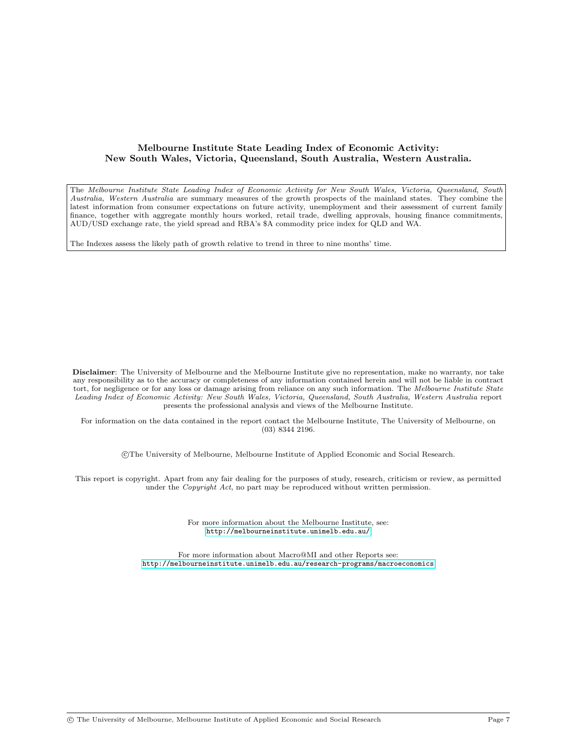**Melbourne Institute State Leading Index of Economic Activity: New South Wales, Victoria, Queensland, South Australia, Western Australia.**

The *Melbourne Institute State Leading Index of Economic Activity for New South Wales, Victoria, Queensland, South Australia, Western Australia* are summary measures of the growth prospects of the mainland states. They combine the latest information from consumer expectations on future activity, unemployment and their assessment of current family finance, together with aggregate monthly hours worked, retail trade, dwelling approvals, housing finance commitments, AUD/USD exchange rate, the yield spread and RBA's $A commodity price index for QLD and WA.

The Indexes assess the likely path of growth relative to trend in three to nine months' time.

**Disclaimer**: The University of Melbourne and the Melbourne Institute give no representation, make no warranty, nor take any responsibility as to the accuracy or completeness of any information contained herein and will not be liable in contract tort, for negligence or for any loss or damage arising from reliance on any such information. The *Melbourne Institute State Leading Index of Economic Activity: New South Wales, Victoria, Queensland, South Australia, Western Australia* report presents the professional analysis and views of the Melbourne Institute.

For information on the data contained in the report contact the Melbourne Institute, The University of Melbourne, on (03) 8344 2196.

©The University of Melbourne, Melbourne Institute of Applied Economic and Social Research.

This report is copyright. Apart from any fair dealing for the purposes of study, research, criticism or review, as permitted under the *Copyright Act*, no part may be reproduced without written permission.

For more information about the Melbourne Institute, see:
http://melbourneinstitute.unimelb.edu.au/

For more information about Macro@MI and other Reports see:
http://melbourneinstitute.unimelb.edu.au/research-programs/macroeconomics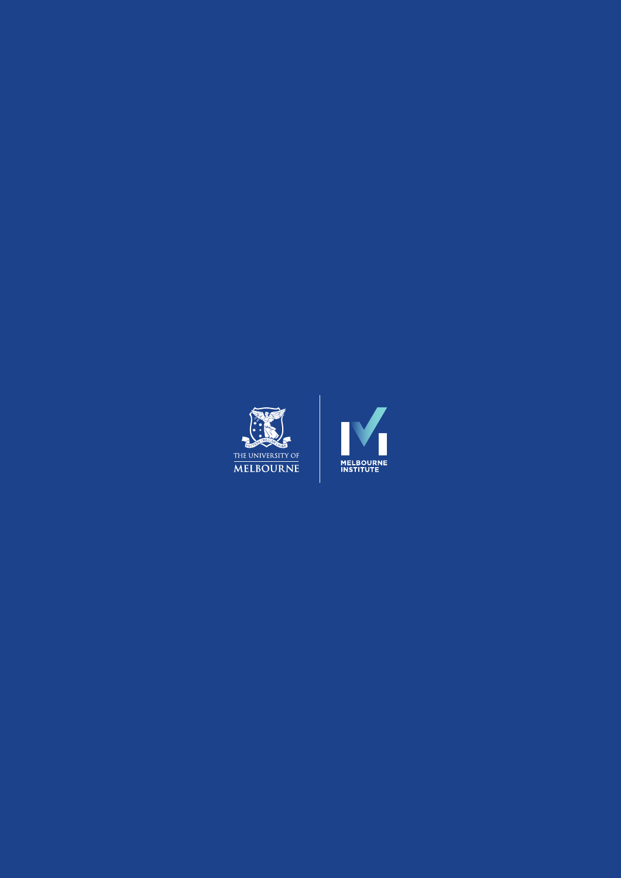THE UNIVERSITY OF

MELBOURNE

MELBOURNE

INSTITUTE